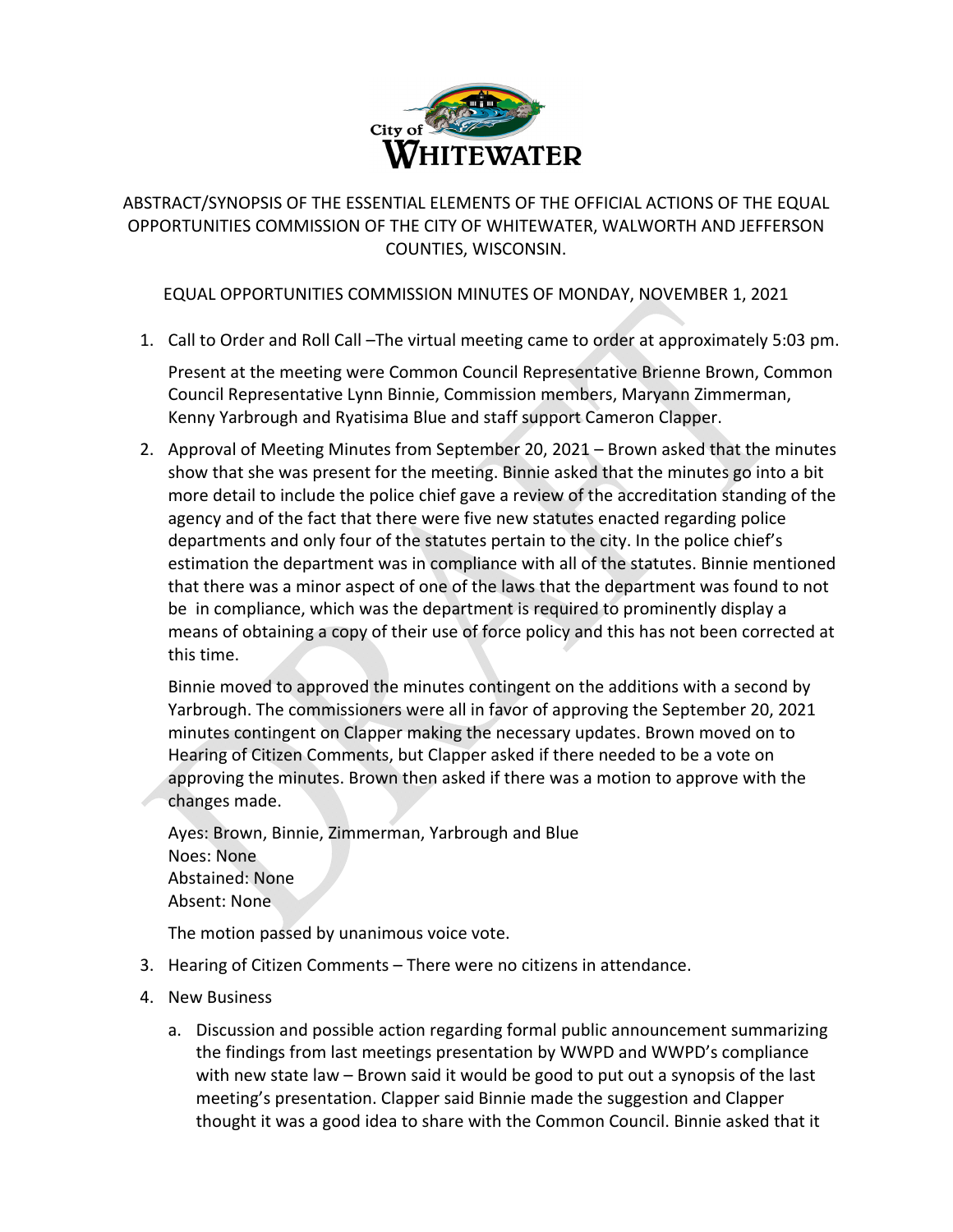City of Whitewater

ABSTRACT/SYNOPSIS OF THE ESSENTIAL ELEMENTS OF THE OFFICIAL ACTIONS OF THE EQUAL OPPORTUNITIES COMMISSION OF THE CITY OF WHITEWATER, WALWORTH AND JEFFERSON COUNTIES, WISCONSIN.

EQUAL OPPORTUNITIES COMMISSION MINUTES OF MONDAY, NOVEMBER 1, 2021

1. Call to Order and Roll Call –The virtual meeting came to order at approximately 5:03 pm.

   Present at the meeting were Common Council Representative Brienne Brown, Common Council Representative Lynn Binnie, Commission members, Maryann Zimmerman, Kenny Yarbrough and Ryatisima Blue and staff support Cameron Clapper.

2. Approval of Meeting Minutes from September 20, 2021 – Brown asked that the minutes show that she was present for the meeting. Binnie asked that the minutes go into a bit more detail to include the police chief gave a review of the accreditation standing of the agency and of the fact that there were five new statutes enacted regarding police departments and only four of the statutes pertain to the city. In the police chief's estimation the department was in compliance with all of the statutes. Binnie mentioned that there was a minor aspect of one of the laws that the department was found to not be in compliance, which was the department is required to prominently display a means of obtaining a copy of their use of force policy and this has not been corrected at this time.

   Binnie moved to approved the minutes contingent on the additions with a second by Yarbrough. The commissioners were all in favor of approving the September 20, 2021 minutes contingent on Clapper making the necessary updates. Brown moved on to Hearing of Citizen Comments, but Clapper asked if there needed to be a vote on approving the minutes. Brown then asked if there was a motion to approve with the changes made.

   Ayes: Brown, Binnie, Zimmerman, Yarbrough and Blue
   Noes: None
   Abstained: None
   Absent: None

   The motion passed by unanimous voice vote.

3. Hearing of Citizen Comments – There were no citizens in attendance.

4. New Business

   a. Discussion and possible action regarding formal public announcement summarizing the findings from last meetings presentation by WWPD and WWPD's compliance with new state law – Brown said it would be good to put out a synopsis of the last meeting's presentation. Clapper said Binnie made the suggestion and Clapper thought it was a good idea to share with the Common Council. Binnie asked that it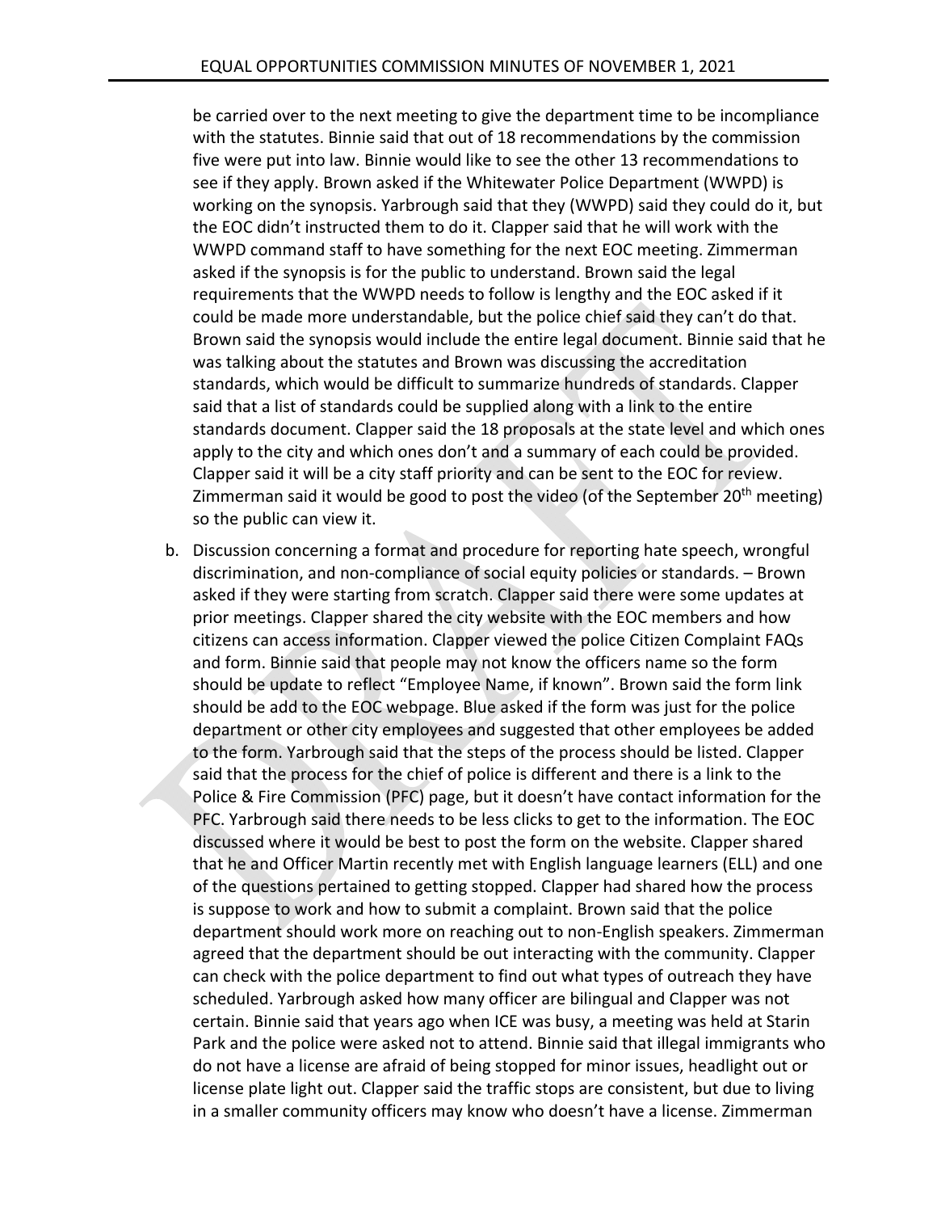be carried over to the next meeting to give the department time to be incompliance with the statutes. Binnie said that out of 18 recommendations by the commission five were put into law. Binnie would like to see the other 13 recommendations to see if they apply. Brown asked if the Whitewater Police Department (WWPD) is working on the synopsis. Yarbrough said that they (WWPD) said they could do it, but the EOC didn't instructed them to do it. Clapper said that he will work with the WWPD command staff to have something for the next EOC meeting. Zimmerman asked if the synopsis is for the public to understand. Brown said the legal requirements that the WWPD needs to follow is lengthy and the EOC asked if it could be made more understandable, but the police chief said they can't do that. Brown said the synopsis would include the entire legal document. Binnie said that he was talking about the statutes and Brown was discussing the accreditation standards, which would be difficult to summarize hundreds of standards. Clapper said that a list of standards could be supplied along with a link to the entire standards document. Clapper said the 18 proposals at the state level and which ones apply to the city and which ones don't and a summary of each could be provided. Clapper said it will be a city staff priority and can be sent to the EOC for review. Zimmerman said it would be good to post the video (of the September 20th meeting) so the public can view it.

b. Discussion concerning a format and procedure for reporting hate speech, wrongful discrimination, and non-compliance of social equity policies or standards. – Brown asked if they were starting from scratch. Clapper said there were some updates at prior meetings. Clapper shared the city website with the EOC members and how citizens can access information. Clapper viewed the police Citizen Complaint FAQs and form. Binnie said that people may not know the officers name so the form should be update to reflect "Employee Name, if known". Brown said the form link should be add to the EOC webpage. Blue asked if the form was just for the police department or other city employees and suggested that other employees be added to the form. Yarbrough said that the steps of the process should be listed. Clapper said that the process for the chief of police is different and there is a link to the Police & Fire Commission (PFC) page, but it doesn't have contact information for the PFC. Yarbrough said there needs to be less clicks to get to the information. The EOC discussed where it would be best to post the form on the website. Clapper shared that he and Officer Martin recently met with English language learners (ELL) and one of the questions pertained to getting stopped. Clapper had shared how the process is suppose to work and how to submit a complaint. Brown said that the police department should work more on reaching out to non-English speakers. Zimmerman agreed that the department should be out interacting with the community. Clapper can check with the police department to find out what types of outreach they have scheduled. Yarbrough asked how many officer are bilingual and Clapper was not certain. Binnie said that years ago when ICE was busy, a meeting was held at Starin Park and the police were asked not to attend. Binnie said that illegal immigrants who do not have a license are afraid of being stopped for minor issues, headlight out or license plate light out. Clapper said the traffic stops are consistent, but due to living in a smaller community officers may know who doesn't have a license. Zimmerman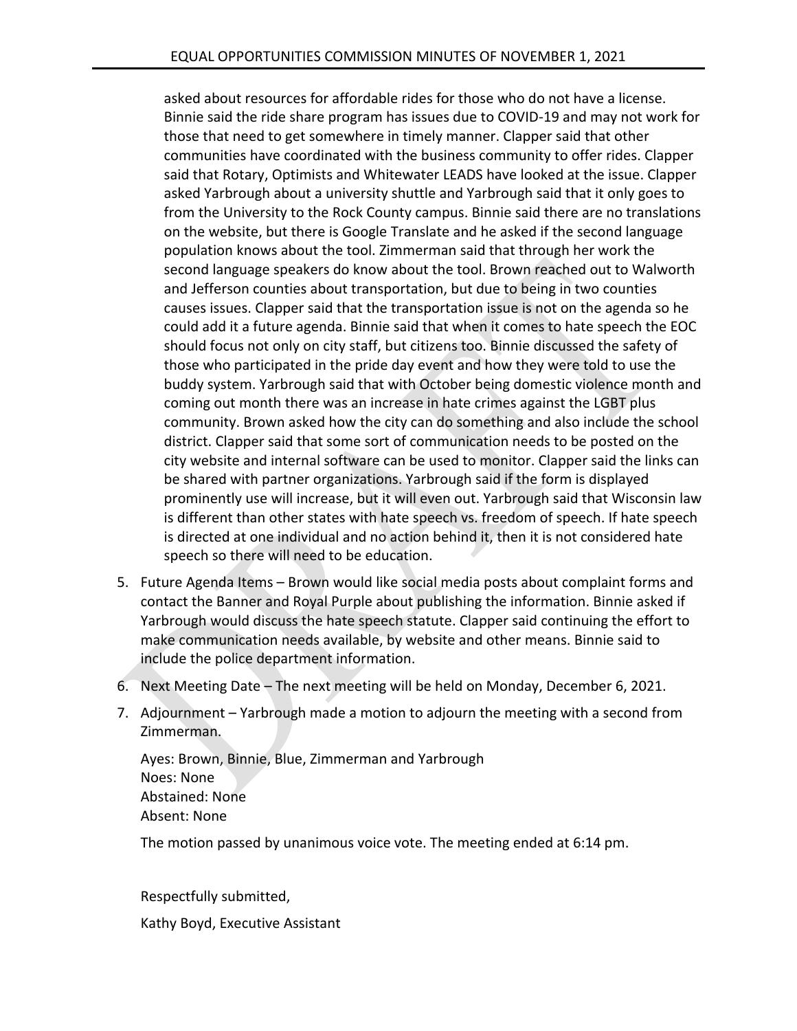asked about resources for affordable rides for those who do not have a license. Binnie said the ride share program has issues due to COVID-19 and may not work for those that need to get somewhere in timely manner. Clapper said that other communities have coordinated with the business community to offer rides. Clapper said that Rotary, Optimists and Whitewater LEADS have looked at the issue. Clapper asked Yarbrough about a university shuttle and Yarbrough said that it only goes to from the University to the Rock County campus. Binnie said there are no translations on the website, but there is Google Translate and he asked if the second language population knows about the tool. Zimmerman said that through her work the second language speakers do know about the tool. Brown reached out to Walworth and Jefferson counties about transportation, but due to being in two counties causes issues. Clapper said that the transportation issue is not on the agenda so he could add it a future agenda. Binnie said that when it comes to hate speech the EOC should focus not only on city staff, but citizens too. Binnie discussed the safety of those who participated in the pride day event and how they were told to use the buddy system. Yarbrough said that with October being domestic violence month and coming out month there was an increase in hate crimes against the LGBT plus community. Brown asked how the city can do something and also include the school district. Clapper said that some sort of communication needs to be posted on the city website and internal software can be used to monitor. Clapper said the links can be shared with partner organizations. Yarbrough said if the form is displayed prominently use will increase, but it will even out. Yarbrough said that Wisconsin law is different than other states with hate speech vs. freedom of speech. If hate speech is directed at one individual and no action behind it, then it is not considered hate speech so there will need to be education.

5. Future Agenda Items – Brown would like social media posts about complaint forms and contact the Banner and Royal Purple about publishing the information. Binnie asked if Yarbrough would discuss the hate speech statute. Clapper said continuing the effort to make communication needs available, by website and other means. Binnie said to include the police department information.
6. Next Meeting Date – The next meeting will be held on Monday, December 6, 2021.
7. Adjournment – Yarbrough made a motion to adjourn the meeting with a second from Zimmerman.

   Ayes: Brown, Binnie, Blue, Zimmerman and Yarbrough
   Noes: None
   Abstained: None
   Absent: None

   The motion passed by unanimous voice vote. The meeting ended at 6:14 pm.

   Respectfully submitted,

   Kathy Boyd, Executive Assistant